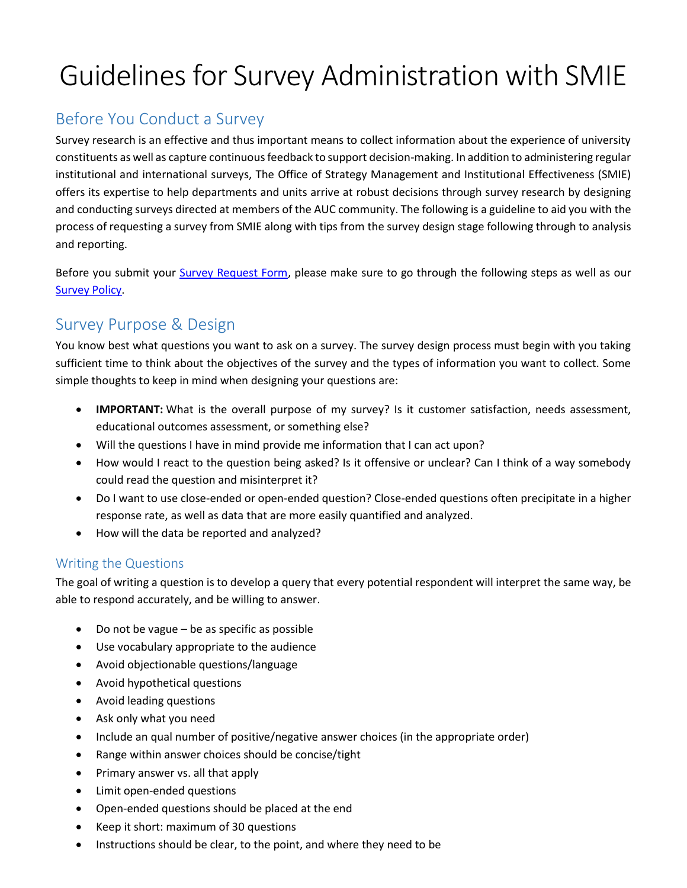# Guidelines for Survey Administration with SMIE

## Before You Conduct a Survey

Survey research is an effective and thus important means to collect information about the experience of university constituents as well as capture continuous feedback to support decision-making. In addition to administering regular institutional and international surveys, The Office of Strategy Management and Institutional Effectiveness (SMIE) offers its expertise to help departments and units arrive at robust decisions through survey research by designing and conducting surveys directed at members of the AUC community. The following is a guideline to aid you with the process of requesting a survey from SMIE along with tips from the survey design stage following through to analysis and reporting.

Before you submit your Survey Request Form, please make sure to go through the following steps as well as our Survey Policy.

## Survey Purpose & Design

You know best what questions you want to ask on a survey. The survey design process must begin with you taking sufficient time to think about the objectives of the survey and the types of information you want to collect. Some simple thoughts to keep in mind when designing your questions are:

- **IMPORTANT:** What is the overall purpose of my survey? Is it customer satisfaction, needs assessment, educational outcomes assessment, or something else?
- Will the questions I have in mind provide me information that I can act upon?
- How would I react to the question being asked? Is it offensive or unclear? Can I think of a way somebody could read the question and misinterpret it?
- Do I want to use close-ended or open-ended question? Close-ended questions often precipitate in a higher response rate, as well as data that are more easily quantified and analyzed.
- How will the data be reported and analyzed?

### Writing the Questions

The goal of writing a question is to develop a query that every potential respondent will interpret the same way, be able to respond accurately, and be willing to answer.

- Do not be vague – be as specific as possible
- Use vocabulary appropriate to the audience
- Avoid objectionable questions/language
- Avoid hypothetical questions
- Avoid leading questions
- Ask only what you need
- Include an qual number of positive/negative answer choices (in the appropriate order)
- Range within answer choices should be concise/tight
- Primary answer vs. all that apply
- Limit open-ended questions
- Open-ended questions should be placed at the end
- Keep it short: maximum of 30 questions
- Instructions should be clear, to the point, and where they need to be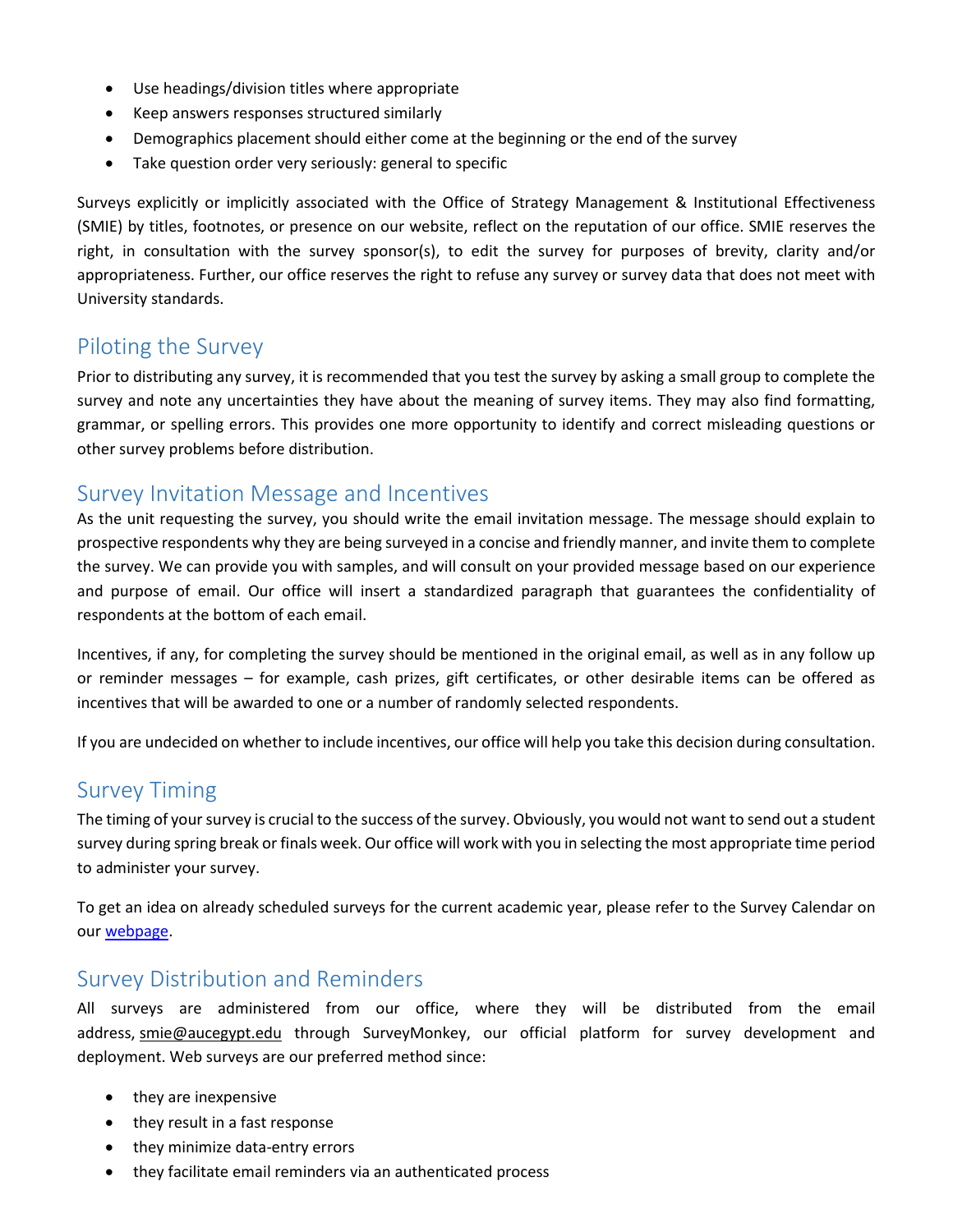- Use headings/division titles where appropriate
- Keep answers responses structured similarly
- Demographics placement should either come at the beginning or the end of the survey
- Take question order very seriously: general to specific

Surveys explicitly or implicitly associated with the Office of Strategy Management & Institutional Effectiveness (SMIE) by titles, footnotes, or presence on our website, reflect on the reputation of our office. SMIE reserves the right, in consultation with the survey sponsor(s), to edit the survey for purposes of brevity, clarity and/or appropriateness. Further, our office reserves the right to refuse any survey or survey data that does not meet with University standards.

## Piloting the Survey

Prior to distributing any survey, it is recommended that you test the survey by asking a small group to complete the survey and note any uncertainties they have about the meaning of survey items. They may also find formatting, grammar, or spelling errors. This provides one more opportunity to identify and correct misleading questions or other survey problems before distribution.

## Survey Invitation Message and Incentives

As the unit requesting the survey, you should write the email invitation message. The message should explain to prospective respondents why they are being surveyed in a concise and friendly manner, and invite them to complete the survey. We can provide you with samples, and will consult on your provided message based on our experience and purpose of email. Our office will insert a standardized paragraph that guarantees the confidentiality of respondents at the bottom of each email.

Incentives, if any, for completing the survey should be mentioned in the original email, as well as in any follow up or reminder messages – for example, cash prizes, gift certificates, or other desirable items can be offered as incentives that will be awarded to one or a number of randomly selected respondents.

If you are undecided on whether to include incentives, our office will help you take this decision during consultation.

## Survey Timing

The timing of your survey is crucial to the success of the survey. Obviously, you would not want to send out a student survey during spring break or finals week. Our office will work with you in selecting the most appropriate time period to administer your survey.

To get an idea on already scheduled surveys for the current academic year, please refer to the Survey Calendar on our webpage.

## Survey Distribution and Reminders

All surveys are administered from our office, where they will be distributed from the email address, smie@aucegypt.edu through SurveyMonkey, our official platform for survey development and deployment. Web surveys are our preferred method since:

- they are inexpensive
- they result in a fast response
- they minimize data-entry errors
- they facilitate email reminders via an authenticated process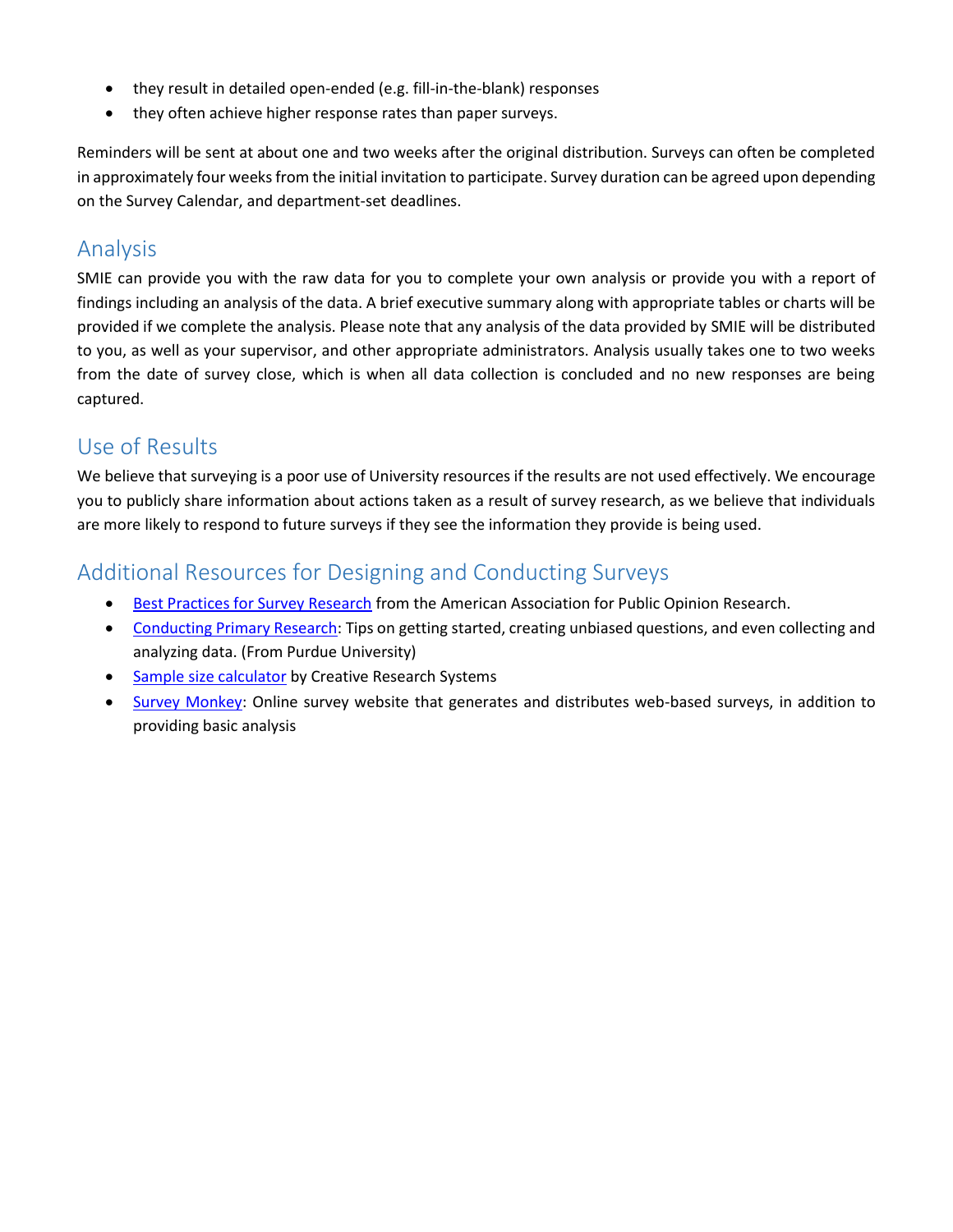- they result in detailed open-ended (e.g. fill-in-the-blank) responses
- they often achieve higher response rates than paper surveys.

Reminders will be sent at about one and two weeks after the original distribution. Surveys can often be completed in approximately four weeks from the initial invitation to participate. Survey duration can be agreed upon depending on the Survey Calendar, and department-set deadlines.

## Analysis

SMIE can provide you with the raw data for you to complete your own analysis or provide you with a report of findings including an analysis of the data. A brief executive summary along with appropriate tables or charts will be provided if we complete the analysis. Please note that any analysis of the data provided by SMIE will be distributed to you, as well as your supervisor, and other appropriate administrators. Analysis usually takes one to two weeks from the date of survey close, which is when all data collection is concluded and no new responses are being captured.

## Use of Results

We believe that surveying is a poor use of University resources if the results are not used effectively. We encourage you to publicly share information about actions taken as a result of survey research, as we believe that individuals are more likely to respond to future surveys if they see the information they provide is being used.

## Additional Resources for Designing and Conducting Surveys

- Best Practices for Survey Research from the American Association for Public Opinion Research.
- Conducting Primary Research: Tips on getting started, creating unbiased questions, and even collecting and analyzing data. (From Purdue University)
- Sample size calculator by Creative Research Systems
- Survey Monkey: Online survey website that generates and distributes web-based surveys, in addition to providing basic analysis